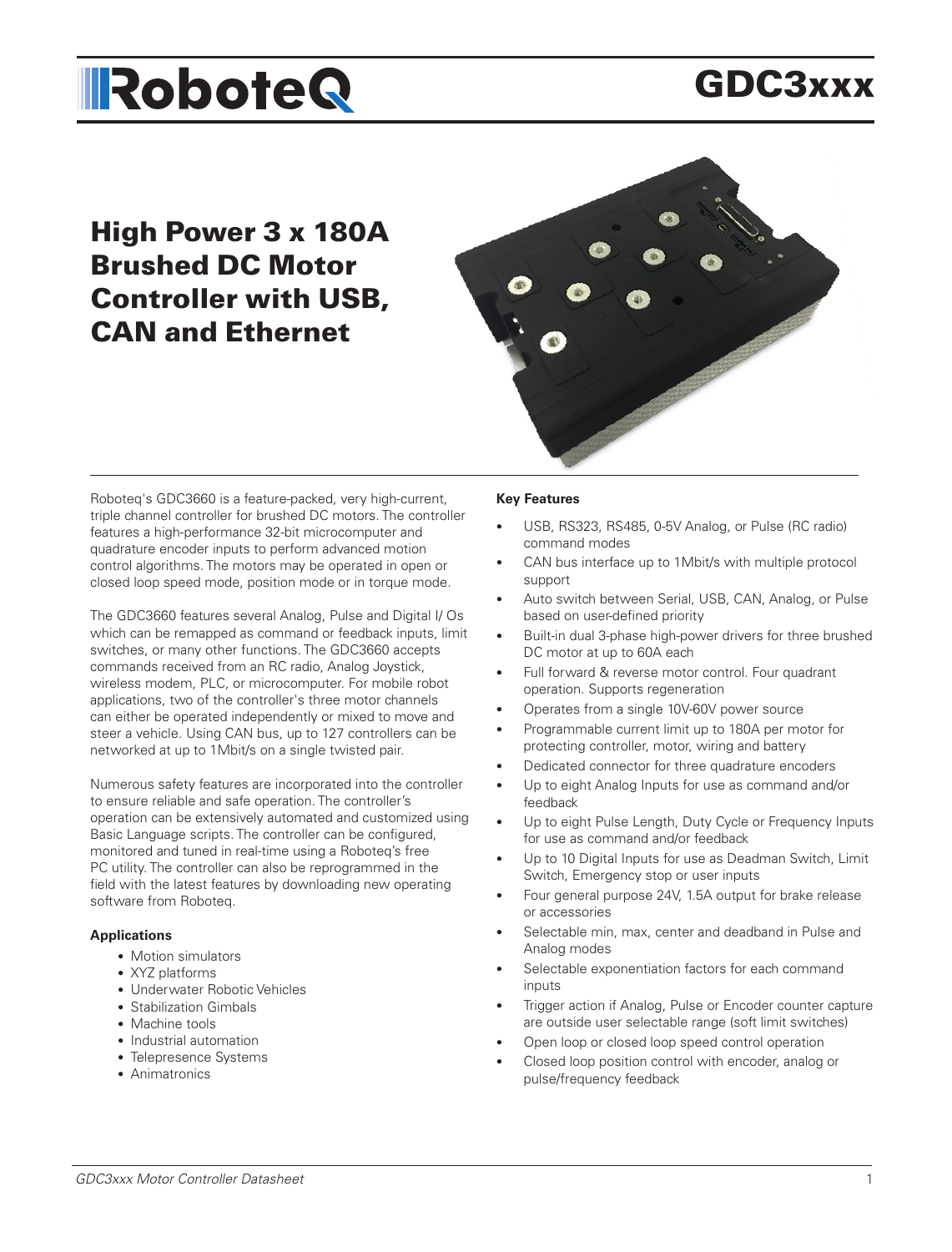# RoboteQ

# GDC3xxx

## High Power 3 x 180A Brushed DC Motor Controller with USB, CAN and Ethernet

Roboteq's GDC3660 is a feature-packed, very high-current, triple channel controller for brushed DC motors. The controller features a high-performance 32-bit microcomputer and quadrature encoder inputs to perform advanced motion control algorithms. The motors may be operated in open or closed loop speed mode, position mode or in torque mode.

The GDC3660 features several Analog, Pulse and Digital I/ Os which can be remapped as command or feedback inputs, limit switches, or many other functions. The GDC3660 accepts commands received from an RC radio, Analog Joystick, wireless modem, PLC, or microcomputer. For mobile robot applications, two of the controller's three motor channels can either be operated independently or mixed to move and steer a vehicle. Using CAN bus, up to 127 controllers can be networked at up to 1Mbit/s on a single twisted pair.

Numerous safety features are incorporated into the controller to ensure reliable and safe operation. The controller's operation can be extensively automated and customized using Basic Language scripts. The controller can be configured, monitored and tuned in real-time using a Roboteq's free PC utility. The controller can also be reprogrammed in the field with the latest features by downloading new operating software from Roboteq.

**Applications**

- Motion simulators
- XYZ platforms
- Underwater Robotic Vehicles
- Stabilization Gimbals
- Machine tools
- Industrial automation
- Telepresence Systems
- Animatronics

**Key Features**

- USB, RS323, RS485, 0-5V Analog, or Pulse (RC radio) command modes
- CAN bus interface up to 1Mbit/s with multiple protocol support
- Auto switch between Serial, USB, CAN, Analog, or Pulse based on user-defined priority
- Built-in dual 3-phase high-power drivers for three brushed DC motor at up to 60A each
- Full forward & reverse motor control. Four quadrant operation. Supports regeneration
- Operates from a single 10V-60V power source
- Programmable current limit up to 180A per motor for protecting controller, motor, wiring and battery
- Dedicated connector for three quadrature encoders
- Up to eight Analog Inputs for use as command and/or feedback
- Up to eight Pulse Length, Duty Cycle or Frequency Inputs for use as command and/or feedback
- Up to 10 Digital Inputs for use as Deadman Switch, Limit Switch, Emergency stop or user inputs
- Four general purpose 24V, 1.5A output for brake release or accessories
- Selectable min, max, center and deadband in Pulse and Analog modes
- Selectable exponentiation factors for each command inputs
- Trigger action if Analog, Pulse or Encoder counter capture are outside user selectable range (soft limit switches)
- Open loop or closed loop speed control operation
- Closed loop position control with encoder, analog or pulse/frequency feedback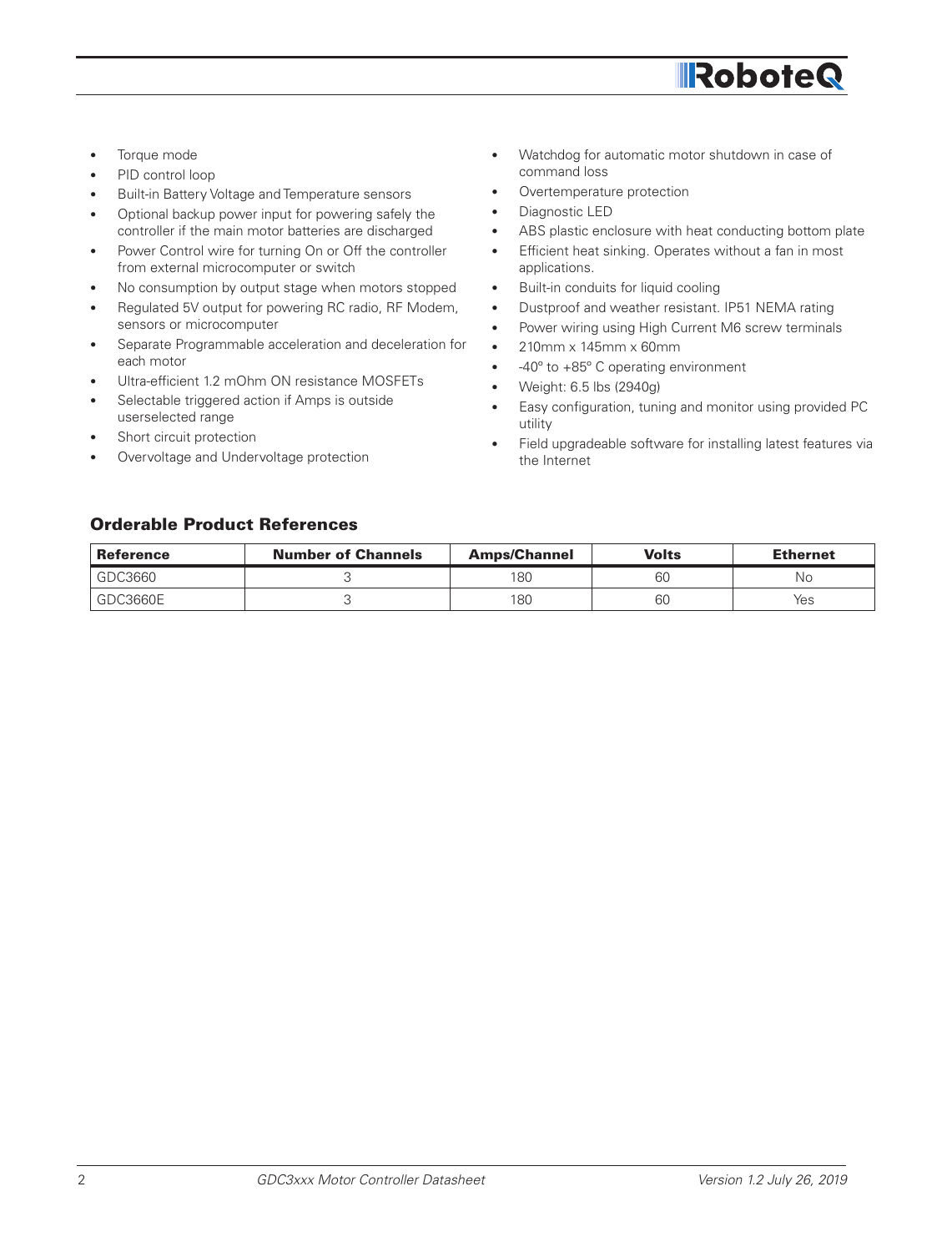- Torque mode
- PID control loop
- Built-in Battery Voltage and Temperature sensors
- Optional backup power input for powering safely the controller if the main motor batteries are discharged
- Power Control wire for turning On or Off the controller from external microcomputer or switch
- No consumption by output stage when motors stopped
- Regulated 5V output for powering RC radio, RF Modem, sensors or microcomputer
- Separate Programmable acceleration and deceleration for each motor
- Ultra-efficient 1.2 mOhm ON resistance MOSFETs
- Selectable triggered action if Amps is outside userselected range
- Short circuit protection
- Overvoltage and Undervoltage protection
- Watchdog for automatic motor shutdown in case of command loss
- Overtemperature protection
- Diagnostic LED
- ABS plastic enclosure with heat conducting bottom plate
- Efficient heat sinking. Operates without a fan in most applications.
- Built-in conduits for liquid cooling
- Dustproof and weather resistant. IP51 NEMA rating
- Power wiring using High Current M6 screw terminals
- 210mm x 145mm x 60mm
- -40º to +85º C operating environment
- Weight: 6.5 lbs (2940g)
- Easy configuration, tuning and monitor using provided PC utility
- Field upgradeable software for installing latest features via the Internet

## Orderable Product References

| Reference | Number of Channels | Amps/Channel | Volts | Ethernet |
|---|---|---|---|---|
| GDC3660 | 3 | 180 | 60 | No |
| GDC3660E | 3 | 180 | 60 | Yes |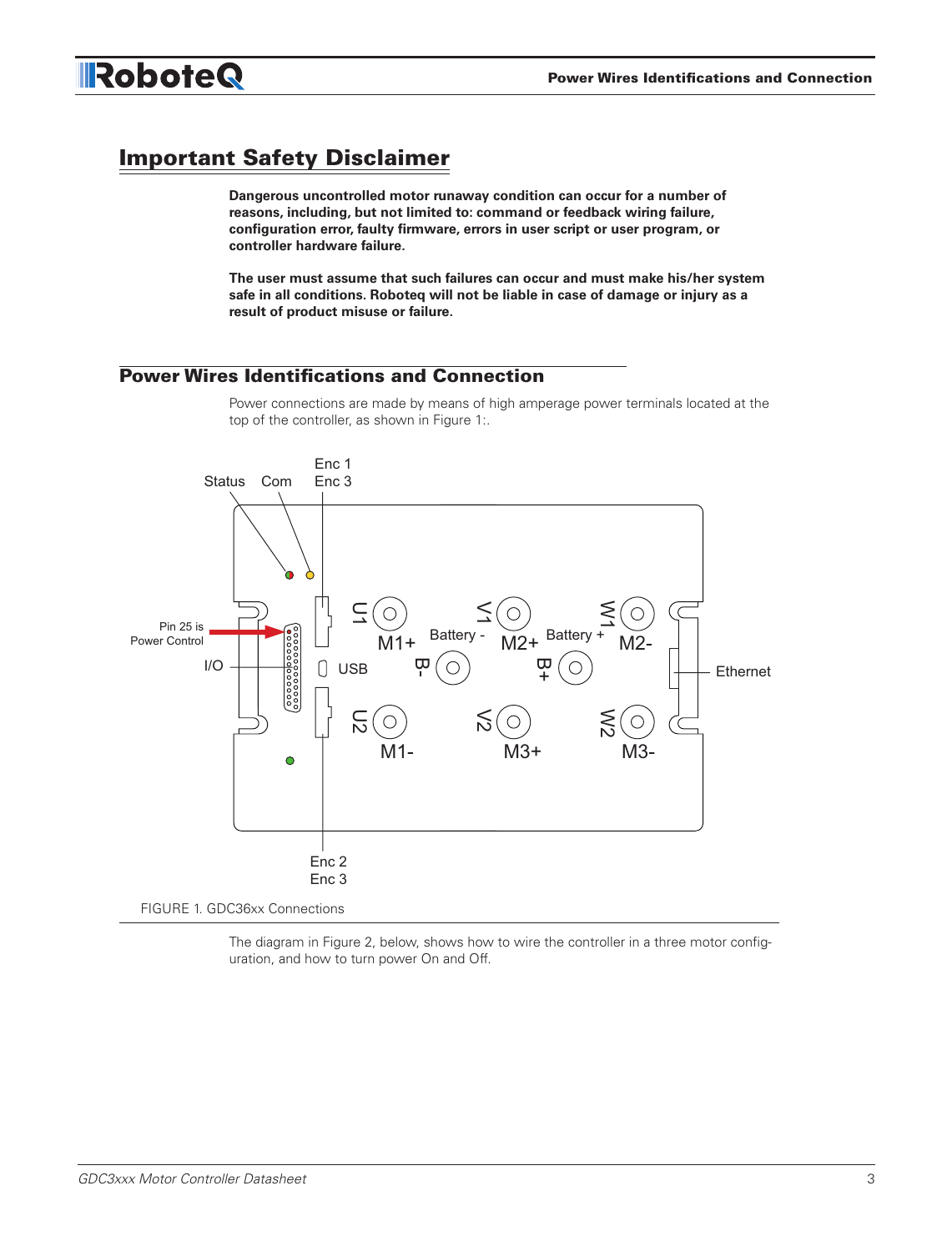## Important Safety Disclaimer

**Dangerous uncontrolled motor runaway condition can occur for a number of reasons, including, but not limited to: command or feedback wiring failure, configuration error, faulty firmware, errors in user script or user program, or controller hardware failure.**

**The user must assume that such failures can occur and must make his/her system safe in all conditions. Roboteq will not be liable in case of damage or injury as a result of product misuse or failure.**

## Power Wires Identifications and Connection

Power connections are made by means of high amperage power terminals located at the top of the controller, as shown in Figure 1:.

FIGURE 1. GDC36xx Connections

The diagram in Figure 2, below, shows how to wire the controller in a three motor configuration, and how to turn power On and Off.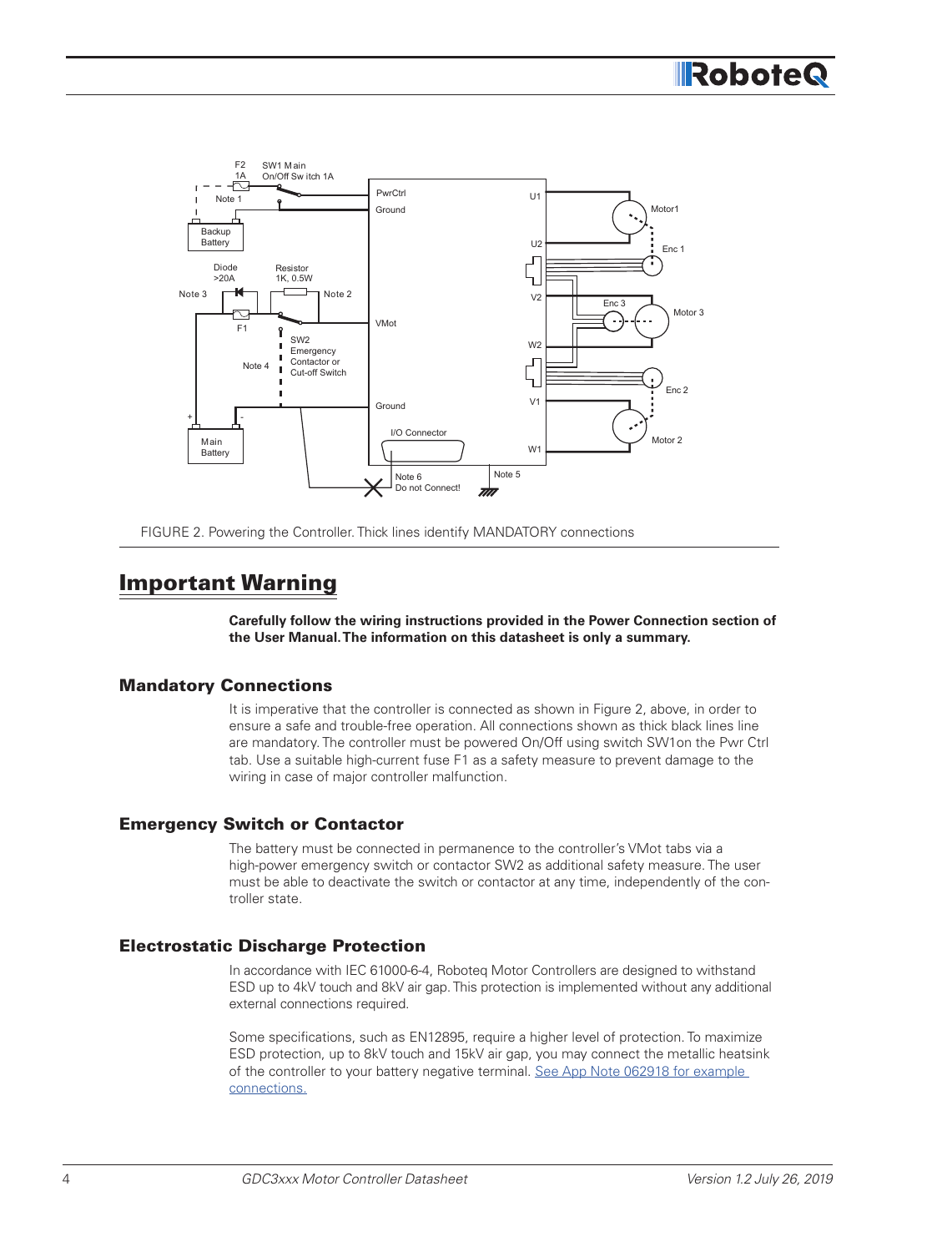FIGURE 2. Powering the Controller. Thick lines identify MANDATORY connections

## Important Warning

**Carefully follow the wiring instructions provided in the Power Connection section of the User Manual. The information on this datasheet is only a summary.**

### Mandatory Connections

It is imperative that the controller is connected as shown in Figure 2, above, in order to ensure a safe and trouble-free operation. All connections shown as thick black lines line are mandatory. The controller must be powered On/Off using switch SW1on the Pwr Ctrl tab. Use a suitable high-current fuse F1 as a safety measure to prevent damage to the wiring in case of major controller malfunction.

### Emergency Switch or Contactor

The battery must be connected in permanence to the controller's VMot tabs via a high-power emergency switch or contactor SW2 as additional safety measure. The user must be able to deactivate the switch or contactor at any time, independently of the controller state.

### Electrostatic Discharge Protection

In accordance with IEC 61000-6-4, Roboteq Motor Controllers are designed to withstand ESD up to 4kV touch and 8kV air gap. This protection is implemented without any additional external connections required.

Some specifications, such as EN12895, require a higher level of protection. To maximize ESD protection, up to 8kV touch and 15kV air gap, you may connect the metallic heatsink of the controller to your battery negative terminal. See App Note 062918 for example connections.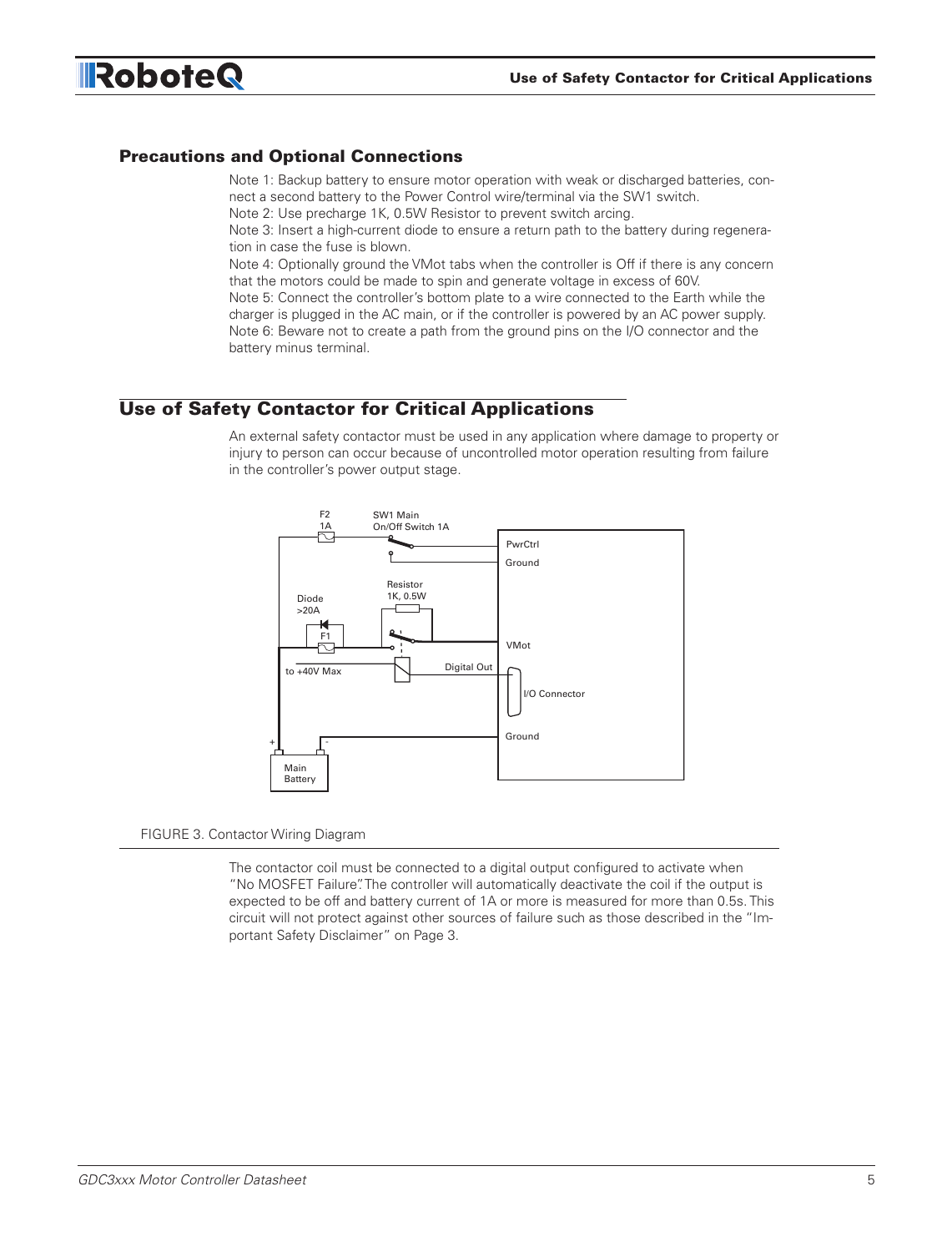## Precautions and Optional Connections

Note 1: Backup battery to ensure motor operation with weak or discharged batteries, connect a second battery to the Power Control wire/terminal via the SW1 switch.
Note 2: Use precharge 1K, 0.5W Resistor to prevent switch arcing.
Note 3: Insert a high-current diode to ensure a return path to the battery during regeneration in case the fuse is blown.
Note 4: Optionally ground the VMot tabs when the controller is Off if there is any concern that the motors could be made to spin and generate voltage in excess of 60V.
Note 5: Connect the controller's bottom plate to a wire connected to the Earth while the charger is plugged in the AC main, or if the controller is powered by an AC power supply.
Note 6: Beware not to create a path from the ground pins on the I/O connector and the battery minus terminal.

## Use of Safety Contactor for Critical Applications

An external safety contactor must be used in any application where damage to property or injury to person can occur because of uncontrolled motor operation resulting from failure in the controller's power output stage.

FIGURE 3. Contactor Wiring Diagram

The contactor coil must be connected to a digital output configured to activate when "No MOSFET Failure". The controller will automatically deactivate the coil if the output is expected to be off and battery current of 1A or more is measured for more than 0.5s. This circuit will not protect against other sources of failure such as those described in the "Important Safety Disclaimer" on Page 3.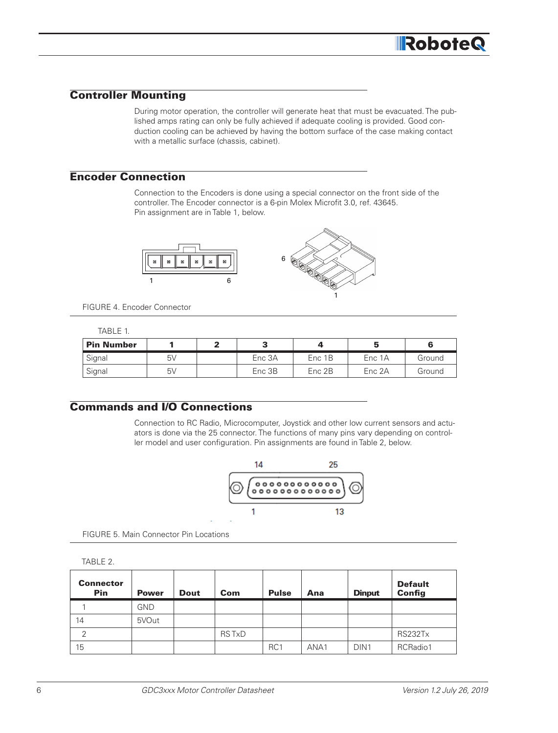## Controller Mounting

During motor operation, the controller will generate heat that must be evacuated. The published amps rating can only be fully achieved if adequate cooling is provided. Good conduction cooling can be achieved by having the bottom surface of the case making contact with a metallic surface (chassis, cabinet).

## Encoder Connection

Connection to the Encoders is done using a special connector on the front side of the controller. The Encoder connector is a 6-pin Molex Microfit 3.0, ref. 43645.
Pin assignment are in Table 1, below.

FIGURE 4. Encoder Connector

TABLE 1.

| Pin Number | 1 | 2 | 3 | 4 | 5 | 6 |
|---|---|---|---|---|---|---|
| Signal | 5V | | Enc 3A | Enc 1B | Enc 1A | Ground |
| Signal | 5V | | Enc 3B | Enc 2B | Enc 2A | Ground |

## Commands and I/O Connections

Connection to RC Radio, Microcomputer, Joystick and other low current sensors and actuators is done via the 25 connector. The functions of many pins vary depending on controller model and user configuration. Pin assignments are found in Table 2, below.

FIGURE 5. Main Connector Pin Locations

TABLE 2.

| Connector Pin | Power | Dout | Com | Pulse | Ana | Dinput | Default Config |
|---|---|---|---|---|---|---|---|
| 1 | GND | | | | | | |
| 14 | 5VOut | | | | | | |
| 2 | | | RS TxD | | | | RS232Tx |
| 15 | | | | RC1 | ANA1 | DIN1 | RCRadio1 |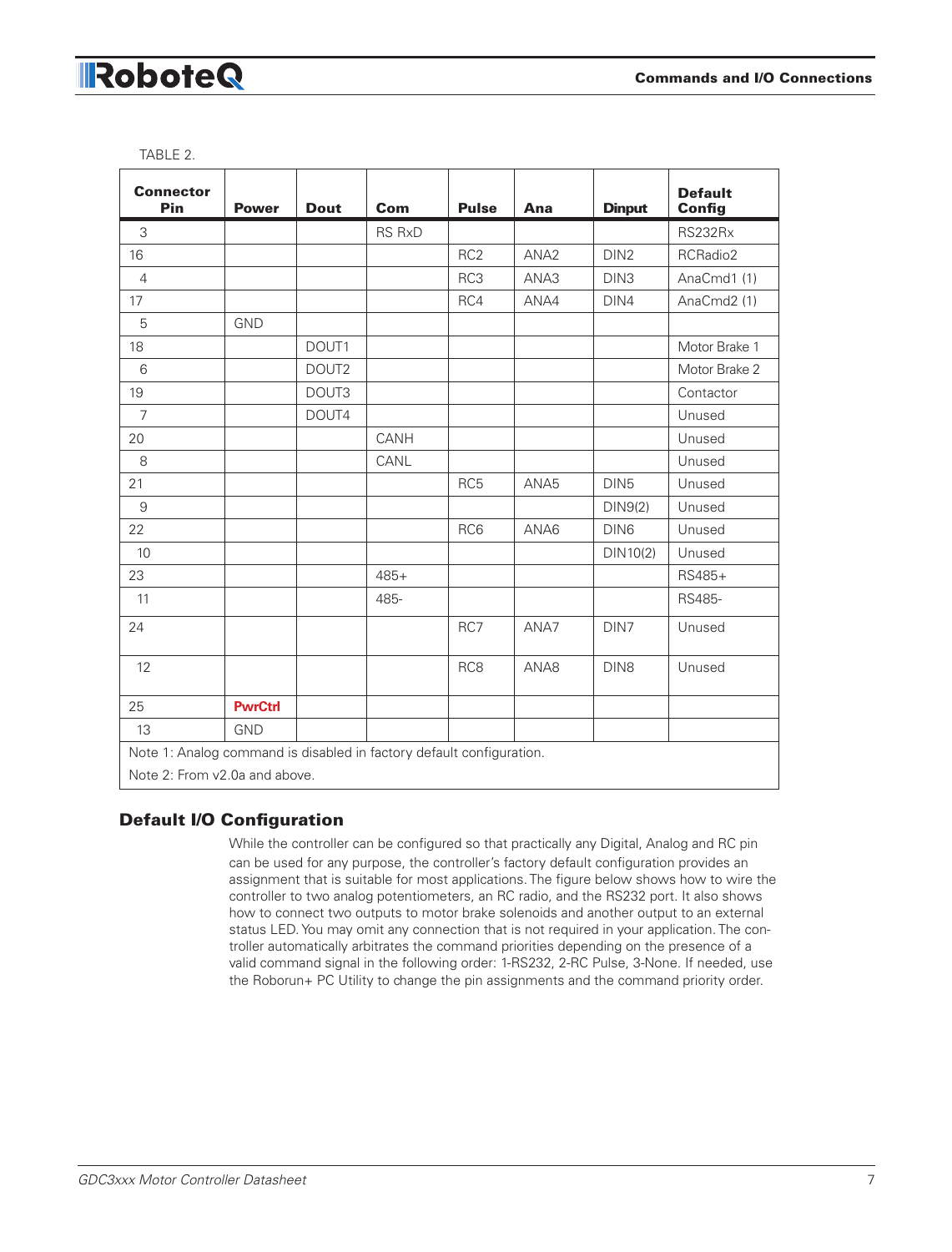TABLE 2.

| Connector Pin | Power | Dout | Com | Pulse | Ana | Dinput | Default Config |
|---|---|---|---|---|---|---|---|
| 3 | | | RS RxD | | | | RS232Rx |
| 16 | | | | RC2 | ANA2 | DIN2 | RCRadio2 |
| 4 | | | | RC3 | ANA3 | DIN3 | AnaCmd1 (1) |
| 17 | | | | RC4 | ANA4 | DIN4 | AnaCmd2 (1) |
| 5 | GND | | | | | | |
| 18 | | DOUT1 | | | | | Motor Brake 1 |
| 6 | | DOUT2 | | | | | Motor Brake 2 |
| 19 | | DOUT3 | | | | | Contactor |
| 7 | | DOUT4 | | | | | Unused |
| 20 | | | CANH | | | | Unused |
| 8 | | | CANL | | | | Unused |
| 21 | | | | RC5 | ANA5 | DIN5 | Unused |
| 9 | | | | | | DIN9(2) | Unused |
| 22 | | | | RC6 | ANA6 | DIN6 | Unused |
| 10 | | | | | | DIN10(2) | Unused |
| 23 | | | 485+ | | | | RS485+ |
| 11 | | | 485- | | | | RS485- |
| 24 | | | | RC7 | ANA7 | DIN7 | Unused |
| 12 | | | | RC8 | ANA8 | DIN8 | Unused |
| 25 | **PwrCtrl** | | | | | | |
| 13 | GND | | | | | | |

Note 1: Analog command is disabled in factory default configuration.

Note 2: From v2.0a and above.

## Default I/O Configuration

While the controller can be configured so that practically any Digital, Analog and RC pin can be used for any purpose, the controller's factory default configuration provides an assignment that is suitable for most applications. The figure below shows how to wire the controller to two analog potentiometers, an RC radio, and the RS232 port. It also shows how to connect two outputs to motor brake solenoids and another output to an external status LED. You may omit any connection that is not required in your application. The controller automatically arbitrates the command priorities depending on the presence of a valid command signal in the following order: 1-RS232, 2-RC Pulse, 3-None. If needed, use the Roborun+ PC Utility to change the pin assignments and the command priority order.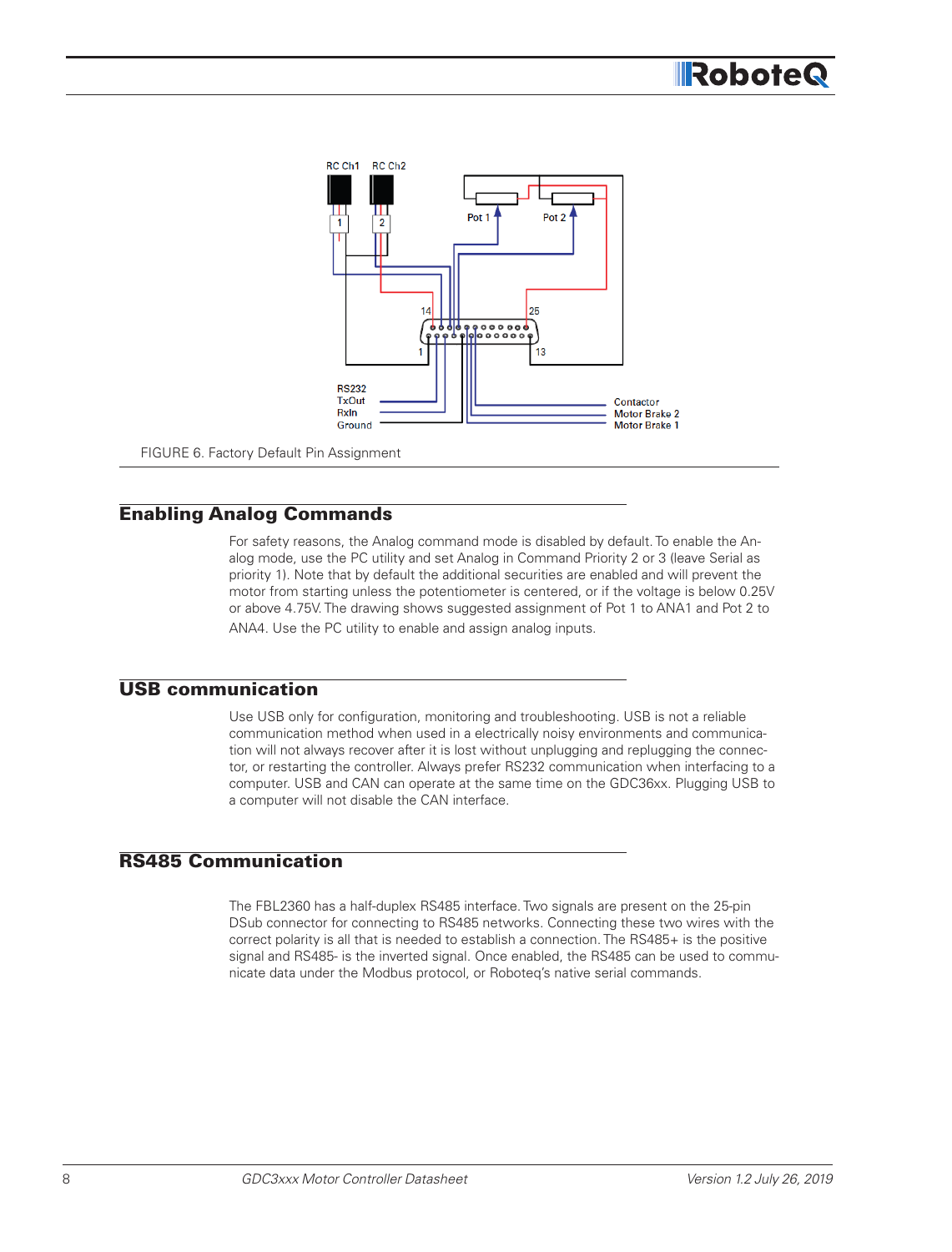FIGURE 6. Factory Default Pin Assignment

## Enabling Analog Commands

For safety reasons, the Analog command mode is disabled by default. To enable the Analog mode, use the PC utility and set Analog in Command Priority 2 or 3 (leave Serial as priority 1). Note that by default the additional securities are enabled and will prevent the motor from starting unless the potentiometer is centered, or if the voltage is below 0.25V or above 4.75V. The drawing shows suggested assignment of Pot 1 to ANA1 and Pot 2 to ANA4. Use the PC utility to enable and assign analog inputs.

## USB communication

Use USB only for configuration, monitoring and troubleshooting. USB is not a reliable communication method when used in a electrically noisy environments and communication will not always recover after it is lost without unplugging and replugging the connector, or restarting the controller. Always prefer RS232 communication when interfacing to a computer. USB and CAN can operate at the same time on the GDC36xx. Plugging USB to a computer will not disable the CAN interface.

## RS485 Communication

The FBL2360 has a half-duplex RS485 interface. Two signals are present on the 25-pin DSub connector for connecting to RS485 networks. Connecting these two wires with the correct polarity is all that is needed to establish a connection. The RS485+ is the positive signal and RS485- is the inverted signal. Once enabled, the RS485 can be used to communicate data under the Modbus protocol, or Roboteq's native serial commands.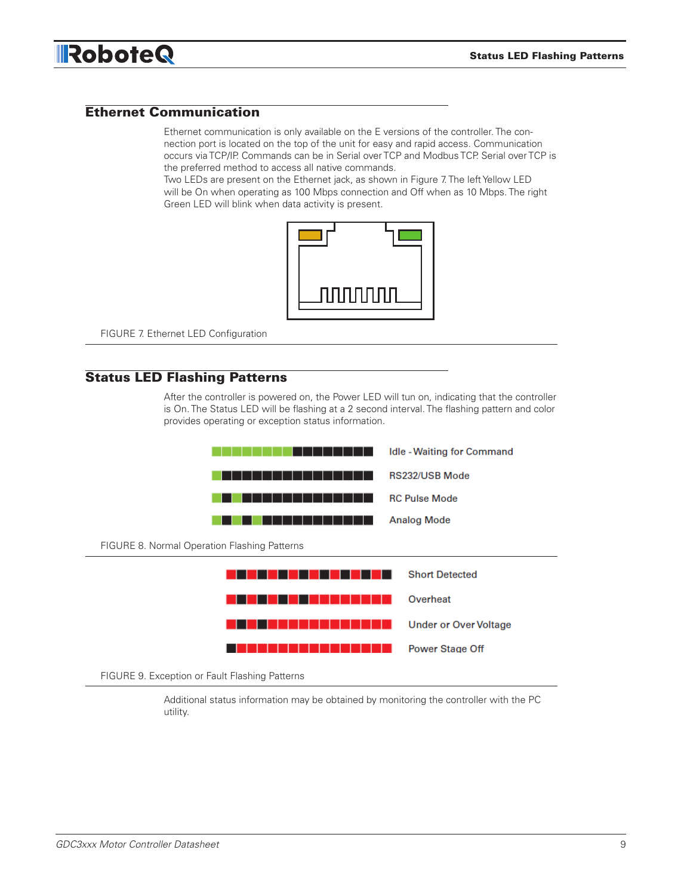## Ethernet Communication

Ethernet communication is only available on the E versions of the controller. The connection port is located on the top of the unit for easy and rapid access. Communication occurs via TCP/IP. Commands can be in Serial over TCP and Modbus TCP. Serial over TCP is the preferred method to access all native commands.

Two LEDs are present on the Ethernet jack, as shown in Figure 7. The left Yellow LED will be On when operating as 100 Mbps connection and Off when as 10 Mbps. The right Green LED will blink when data activity is present.

FIGURE 7. Ethernet LED Configuration

## Status LED Flashing Patterns

After the controller is powered on, the Power LED will tun on, indicating that the controller is On. The Status LED will be flashing at a 2 second interval. The flashing pattern and color provides operating or exception status information.

Idle - Waiting for Command

RS232/USB Mode

RC Pulse Mode

Analog Mode

FIGURE 8. Normal Operation Flashing Patterns

Short Detected

Overheat

Under or Over Voltage

Power Stage Off

FIGURE 9. Exception or Fault Flashing Patterns

Additional status information may be obtained by monitoring the controller with the PC utility.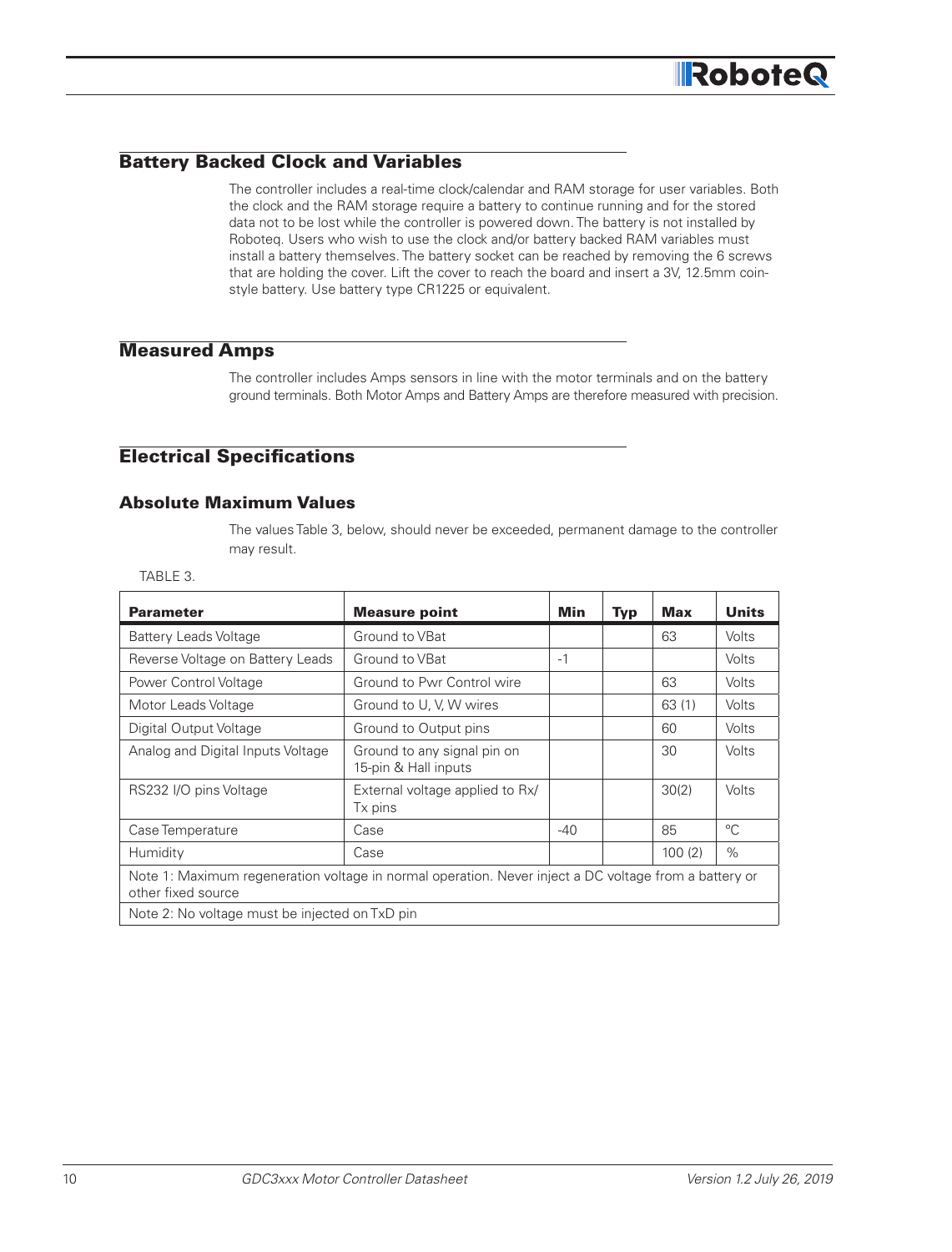## Battery Backed Clock and Variables

The controller includes a real-time clock/calendar and RAM storage for user variables. Both the clock and the RAM storage require a battery to continue running and for the stored data not to be lost while the controller is powered down. The battery is not installed by Roboteq. Users who wish to use the clock and/or battery backed RAM variables must install a battery themselves. The battery socket can be reached by removing the 6 screws that are holding the cover. Lift the cover to reach the board and insert a 3V, 12.5mm coin-style battery. Use battery type CR1225 or equivalent.

## Measured Amps

The controller includes Amps sensors in line with the motor terminals and on the battery ground terminals. Both Motor Amps and Battery Amps are therefore measured with precision.

## Electrical Specifications

### Absolute Maximum Values

The values Table 3, below, should never be exceeded, permanent damage to the controller may result.

TABLE 3.

| Parameter | Measure point | Min | Typ | Max | Units |
|---|---|---|---|---|---|
| Battery Leads Voltage | Ground to VBat | | | 63 | Volts |
| Reverse Voltage on Battery Leads | Ground to VBat | -1 | | | Volts |
| Power Control Voltage | Ground to Pwr Control wire | | | 63 | Volts |
| Motor Leads Voltage | Ground to U, V, W wires | | | 63 (1) | Volts |
| Digital Output Voltage | Ground to Output pins | | | 60 | Volts |
| Analog and Digital Inputs Voltage | Ground to any signal pin on 15-pin & Hall inputs | | | 30 | Volts |
| RS232 I/O pins Voltage | External voltage applied to Rx/Tx pins | | | 30(2) | Volts |
| Case Temperature | Case | -40 | | 85 | °C |
| Humidity | Case | | | 100 (2) | % |
| Note 1: Maximum regeneration voltage in normal operation. Never inject a DC voltage from a battery or other fixed source | | | | | |
| Note 2: No voltage must be injected on TxD pin | | | | | |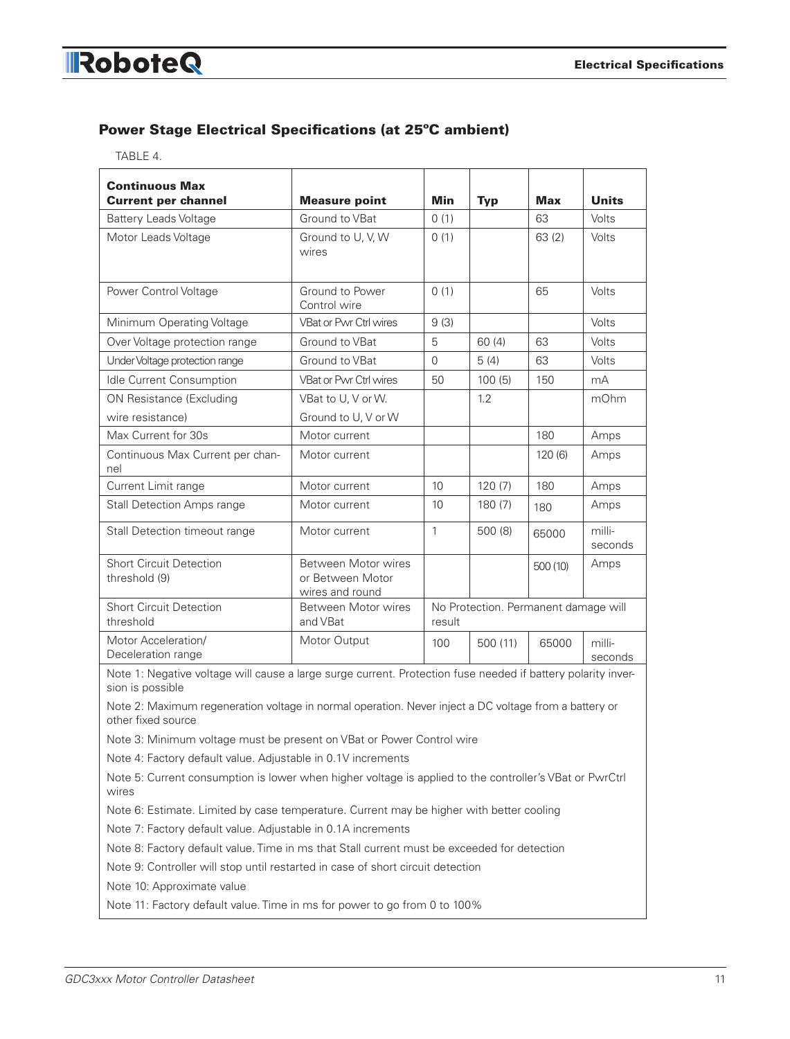## Power Stage Electrical Specifications (at 25ºC ambient)

TABLE 4.

| Continuous Max Current per channel | Measure point | Min | Typ | Max | Units |
|---|---|---|---|---|---|
| Battery Leads Voltage | Ground to VBat | 0 (1) | | 63 | Volts |
| Motor Leads Voltage | Ground to U, V, W wires | 0 (1) | | 63 (2) | Volts |
| Power Control Voltage | Ground to Power Control wire | 0 (1) | | 65 | Volts |
| Minimum Operating Voltage | VBat or Pwr Ctrl wires | 9 (3) | | | Volts |
| Over Voltage protection range | Ground to VBat | 5 | 60 (4) | 63 | Volts |
| Under Voltage protection range | Ground to VBat | 0 | 5 (4) | 63 | Volts |
| Idle Current Consumption | VBat or Pwr Ctrl wires | 50 | 100 (5) | 150 | mA |
| ON Resistance (Excluding wire resistance) | VBat to U, V or W. Ground to U, V or W | | 1.2 | | mOhm |
| Max Current for 30s | Motor current | | | 180 | Amps |
| Continuous Max Current per channel | Motor current | | | 120 (6) | Amps |
| Current Limit range | Motor current | 10 | 120 (7) | 180 | Amps |
| Stall Detection Amps range | Motor current | 10 | 180 (7) | 180 | Amps |
| Stall Detection timeout range | Motor current | 1 | 500 (8) | 65000 | milli-seconds |
| Short Circuit Detection threshold (9) | Between Motor wires or Between Motor wires and round | | | 500 (10) | Amps |
| Short Circuit Detection threshold | Between Motor wires and VBat | No Protection. Permanent damage will result | | | |
| Motor Acceleration/ Deceleration range | Motor Output | 100 | 500 (11) | 65000 | milli-seconds |

Note 1: Negative voltage will cause a large surge current. Protection fuse needed if battery polarity inversion is possible

Note 2: Maximum regeneration voltage in normal operation. Never inject a DC voltage from a battery or other fixed source

Note 3: Minimum voltage must be present on VBat or Power Control wire

Note 4: Factory default value. Adjustable in 0.1V increments

Note 5: Current consumption is lower when higher voltage is applied to the controller's VBat or PwrCtrl wires

Note 6: Estimate. Limited by case temperature. Current may be higher with better cooling

Note 7: Factory default value. Adjustable in 0.1A increments

Note 8: Factory default value. Time in ms that Stall current must be exceeded for detection

Note 9: Controller will stop until restarted in case of short circuit detection

Note 10: Approximate value

Note 11: Factory default value. Time in ms for power to go from 0 to 100%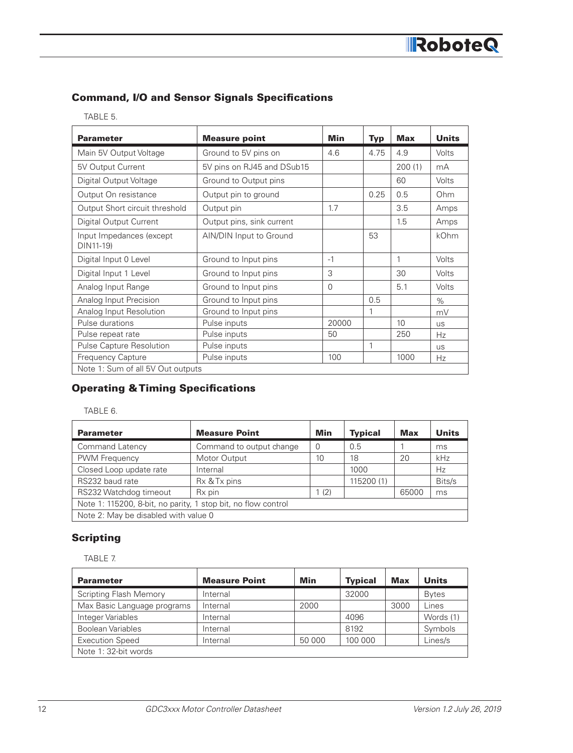## Command, I/O and Sensor Signals Specifications

TABLE 5.

| Parameter | Measure point | Min | Typ | Max | Units |
|---|---|---|---|---|---|
| Main 5V Output Voltage | Ground to 5V pins on | 4.6 | 4.75 | 4.9 | Volts |
| 5V Output Current | 5V pins on RJ45 and DSub15 | | | 200 (1) | mA |
| Digital Output Voltage | Ground to Output pins | | | 60 | Volts |
| Output On resistance | Output pin to ground | | 0.25 | 0.5 | Ohm |
| Output Short circuit threshold | Output pin | 1.7 | | 3.5 | Amps |
| Digital Output Current | Output pins, sink current | | | 1.5 | Amps |
| Input Impedances (except DIN11-19) | AIN/DIN Input to Ground | | 53 | | kOhm |
| Digital Input 0 Level | Ground to Input pins | -1 | | 1 | Volts |
| Digital Input 1 Level | Ground to Input pins | 3 | | 30 | Volts |
| Analog Input Range | Ground to Input pins | 0 | | 5.1 | Volts |
| Analog Input Precision | Ground to Input pins | | 0.5 | | % |
| Analog Input Resolution | Ground to Input pins | | 1 | | mV |
| Pulse durations | Pulse inputs | 20000 | | 10 | us |
| Pulse repeat rate | Pulse inputs | 50 | | 250 | Hz |
| Pulse Capture Resolution | Pulse inputs | | 1 | | us |
| Frequency Capture | Pulse inputs | 100 | | 1000 | Hz |
| Note 1: Sum of all 5V Out outputs | | | | | |

## Operating & Timing Specifications

TABLE 6.

| Parameter | Measure Point | Min | Typical | Max | Units |
|---|---|---|---|---|---|
| Command Latency | Command to output change | 0 | 0.5 | 1 | ms |
| PWM Frequency | Motor Output | 10 | 18 | 20 | kHz |
| Closed Loop update rate | Internal | | 1000 | | Hz |
| RS232 baud rate | Rx & Tx pins | | 115200 (1) | | Bits/s |
| RS232 Watchdog timeout | Rx pin | 1 (2) | | 65000 | ms |
| Note 1: 115200, 8-bit, no parity, 1 stop bit, no flow control | | | | | |
| Note 2: May be disabled with value 0 | | | | | |

## Scripting

TABLE 7.

| Parameter | Measure Point | Min | Typical | Max | Units |
|---|---|---|---|---|---|
| Scripting Flash Memory | Internal | | 32000 | | Bytes |
| Max Basic Language programs | Internal | 2000 | | 3000 | Lines |
| Integer Variables | Internal | | 4096 | | Words (1) |
| Boolean Variables | Internal | | 8192 | | Symbols |
| Execution Speed | Internal | 50 000 | 100 000 | | Lines/s |
| Note 1: 32-bit words | | | | | |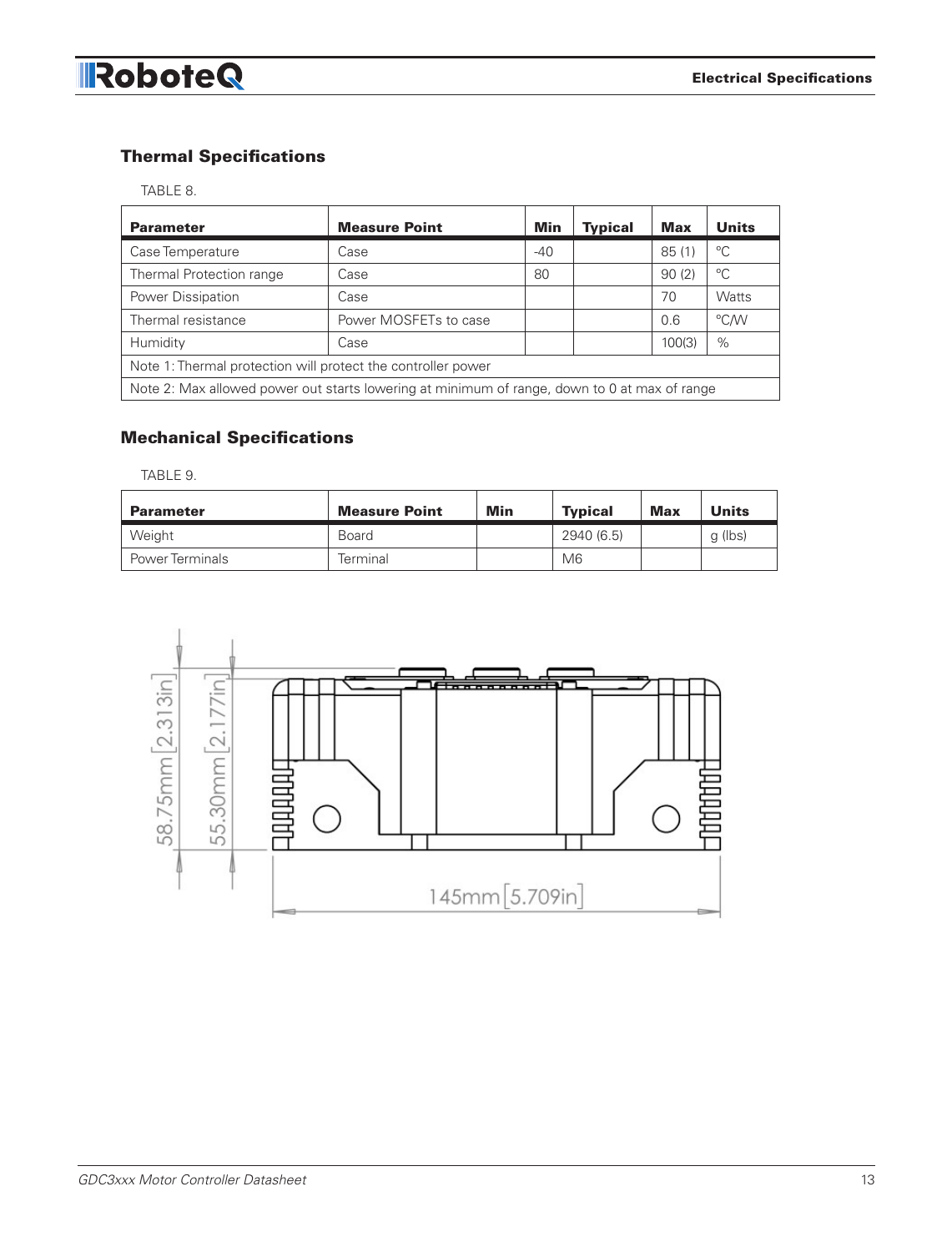## Thermal Specifications

TABLE 8.

| Parameter | Measure Point | Min | Typical | Max | Units |
|---|---|---|---|---|---|
| Case Temperature | Case | -40 | | 85 (1) | °C |
| Thermal Protection range | Case | 80 | | 90 (2) | °C |
| Power Dissipation | Case | | | 70 | Watts |
| Thermal resistance | Power MOSFETs to case | | | 0.6 | °C/W |
| Humidity | Case | | | 100(3) | % |
| Note 1: Thermal protection will protect the controller power | | | | | |
| Note 2: Max allowed power out starts lowering at minimum of range, down to 0 at max of range | | | | | |

## Mechanical Specifications

TABLE 9.

| Parameter | Measure Point | Min | Typical | Max | Units |
|---|---|---|---|---|---|
| Weight | Board | | 2940 (6.5) | | g (lbs) |
| Power Terminals | Terminal | | M6 | | |

58.75mm [2.313in]

55.30mm [2.177in]

145mm [5.709in]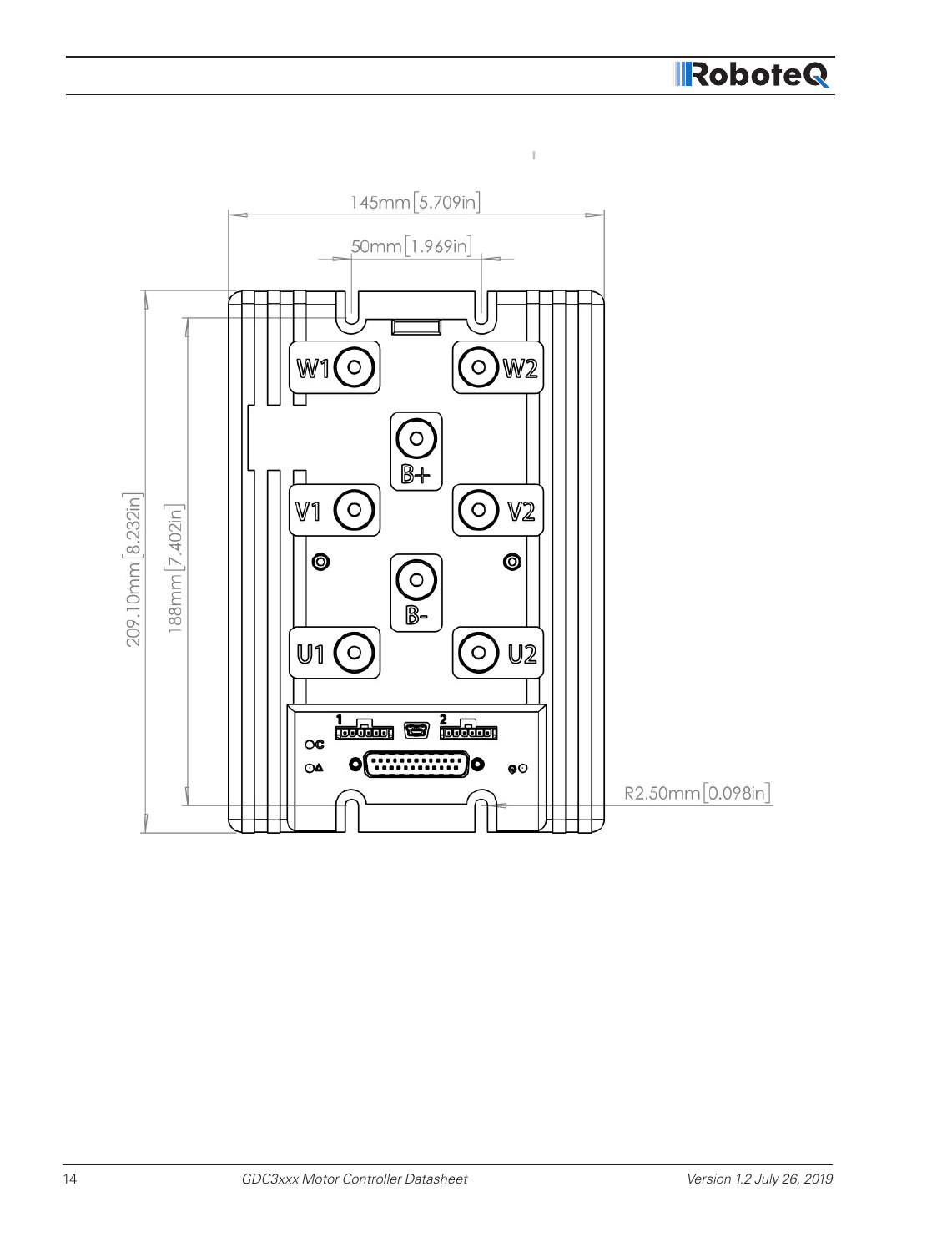145mm[5.709in]

50mm[1.969in]

209.10mm[8.232in]

188mm[7.402in]

W1

W2

B+

V1

V2

B-

U1

U2

1

2

C

R2.50mm[0.098in]